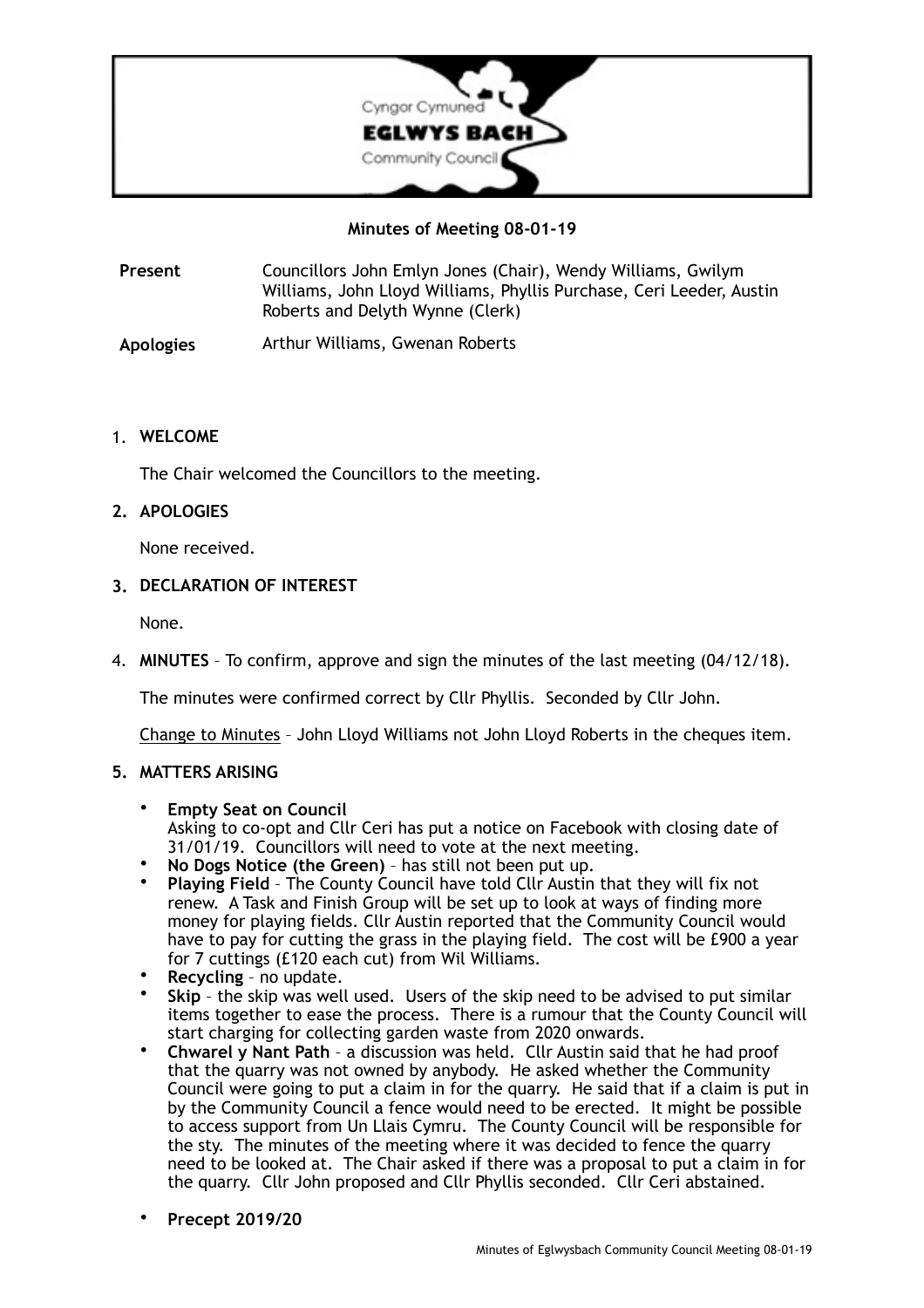Cyngor Cymuned

**EGLWYS BACH**

Community Council

**Minutes of Meeting 08-01-19**

| **Present** | Councillors John Emlyn Jones (Chair), Wendy Williams, Gwilym Williams, John Lloyd Williams, Phyllis Purchase, Ceri Leeder, Austin Roberts and Delyth Wynne (Clerk) |
|---|---|
| **Apologies** | Arthur Williams, Gwenan Roberts |

1. **WELCOME**

   The Chair welcomed the Councillors to the meeting.

2. **APOLOGIES**

   None received.

3. **DECLARATION OF INTEREST**

   None.

4. **MINUTES** – To confirm, approve and sign the minutes of the last meeting (04/12/18).

   The minutes were confirmed correct by Cllr Phyllis. Seconded by Cllr John.

   Change to Minutes – John Lloyd Williams not John Lloyd Roberts in the cheques item.

5. **MATTERS ARISING**

   - **Empty Seat on Council**
     Asking to co-opt and Cllr Ceri has put a notice on Facebook with closing date of 31/01/19. Councillors will need to vote at the next meeting.
   - **No Dogs Notice (the Green)** – has still not been put up.
   - **Playing Field** – The County Council have told Cllr Austin that they will fix not renew. A Task and Finish Group will be set up to look at ways of finding more money for playing fields. Cllr Austin reported that the Community Council would have to pay for cutting the grass in the playing field. The cost will be £900 a year for 7 cuttings (£120 each cut) from Wil Williams.
   - **Recycling** – no update.
   - **Skip** – the skip was well used. Users of the skip need to be advised to put similar items together to ease the process. There is a rumour that the County Council will start charging for collecting garden waste from 2020 onwards.
   - **Chwarel y Nant Path** – a discussion was held. Cllr Austin said that he had proof that the quarry was not owned by anybody. He asked whether the Community Council were going to put a claim in for the quarry. He said that if a claim is put in by the Community Council a fence would need to be erected. It might be possible to access support from Un Llais Cymru. The County Council will be responsible for the sty. The minutes of the meeting where it was decided to fence the quarry need to be looked at. The Chair asked if there was a proposal to put a claim in for the quarry. Cllr John proposed and Cllr Phyllis seconded. Cllr Ceri abstained.
   - **Precept 2019/20**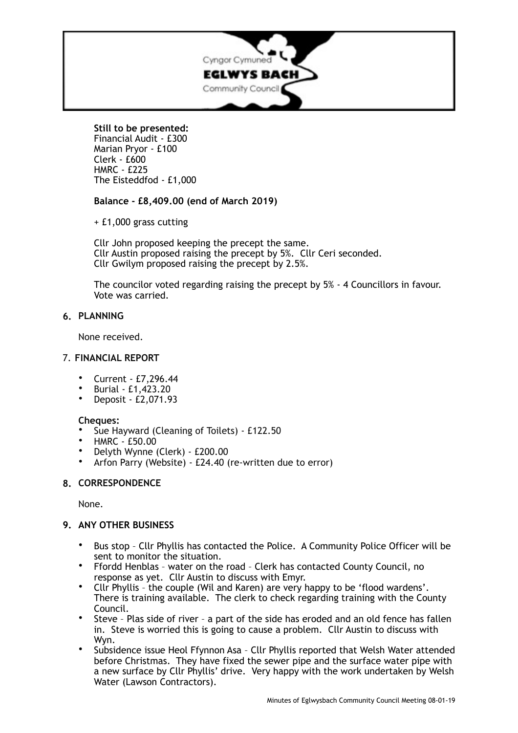**Still to be presented:**
Financial Audit - £300
Marian Pryor - £100
Clerk - £600
HMRC - £225
The Eisteddfod - £1,000

**Balance - £8,409.00 (end of March 2019)**

+ £1,000 grass cutting

Cllr John proposed keeping the precept the same.
Cllr Austin proposed raising the precept by 5%. Cllr Ceri seconded.
Cllr Gwilym proposed raising the precept by 2.5%.

The councilor voted regarding raising the precept by 5% - 4 Councillors in favour. Vote was carried.

## 6. PLANNING

None received.

## 7. FINANCIAL REPORT

- Current - £7,296.44
- Burial - £1,423.20
- Deposit - £2,071.93

**Cheques:**

- Sue Hayward (Cleaning of Toilets) - £122.50
- HMRC - £50.00
- Delyth Wynne (Clerk) - £200.00
- Arfon Parry (Website) - £24.40 (re-written due to error)

## 8. CORRESPONDENCE

None.

## 9. ANY OTHER BUSINESS

- Bus stop – Cllr Phyllis has contacted the Police. A Community Police Officer will be sent to monitor the situation.
- Ffordd Henblas – water on the road – Clerk has contacted County Council, no response as yet. Cllr Austin to discuss with Emyr.
- Cllr Phyllis – the couple (Wil and Karen) are very happy to be 'flood wardens'. There is training available. The clerk to check regarding training with the County Council.
- Steve – Plas side of river – a part of the side has eroded and an old fence has fallen in. Steve is worried this is going to cause a problem. Cllr Austin to discuss with Wyn.
- Subsidence issue Heol Ffynnon Asa – Cllr Phyllis reported that Welsh Water attended before Christmas. They have fixed the sewer pipe and the surface water pipe with a new surface by Cllr Phyllis' drive. Very happy with the work undertaken by Welsh Water (Lawson Contractors).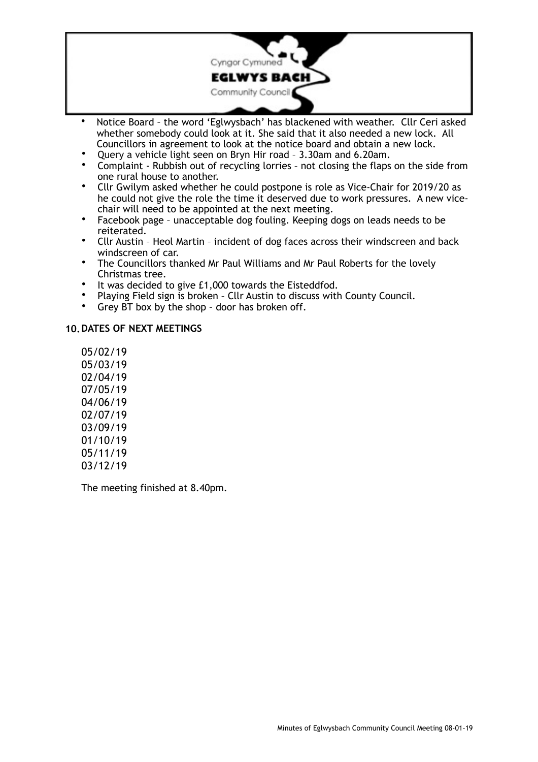- Notice Board – the word 'Eglwysbach' has blackened with weather. Cllr Ceri asked whether somebody could look at it. She said that it also needed a new lock. All Councillors in agreement to look at the notice board and obtain a new lock.
- Query a vehicle light seen on Bryn Hir road – 3.30am and 6.20am.
- Complaint - Rubbish out of recycling lorries – not closing the flaps on the side from one rural house to another.
- Cllr Gwilym asked whether he could postpone is role as Vice-Chair for 2019/20 as he could not give the role the time it deserved due to work pressures. A new vice-chair will need to be appointed at the next meeting.
- Facebook page – unacceptable dog fouling. Keeping dogs on leads needs to be reiterated.
- Cllr Austin – Heol Martin – incident of dog faces across their windscreen and back windscreen of car.
- The Councillors thanked Mr Paul Williams and Mr Paul Roberts for the lovely Christmas tree.
- It was decided to give £1,000 towards the Eisteddfod.
- Playing Field sign is broken – Cllr Austin to discuss with County Council.
- Grey BT box by the shop – door has broken off.

## 10. DATES OF NEXT MEETINGS

05/02/19
05/03/19
02/04/19
07/05/19
04/06/19
02/07/19
03/09/19
01/10/19
05/11/19
03/12/19

The meeting finished at 8.40pm.